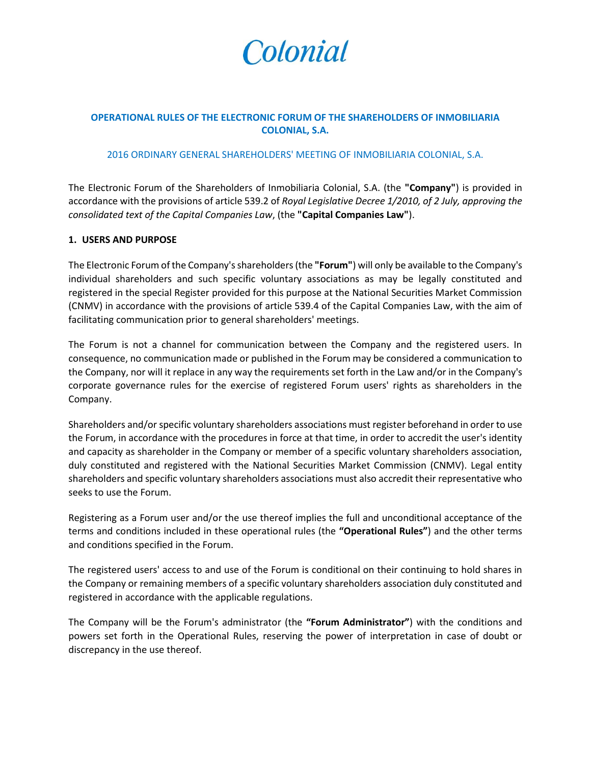Colonial

# OPERATIONAL RULES OF THE ELECTRONIC FORUM OF THE SHAREHOLDERS OF INMOBILIARIA COLONIAL, S.A.

## 2016 ORDINARY GENERAL SHAREHOLDERS' MEETING OF INMOBILIARIA COLONIAL, S.A.

The Electronic Forum of the Shareholders of Inmobiliaria Colonial, S.A. (the **"Company"**) is provided in accordance with the provisions of article 539.2 of *Royal Legislative Decree 1/2010, of 2 July, approving the consolidated text of the Capital Companies Law*, (the **"Capital Companies Law"**).

### 1. USERS AND PURPOSE

The Electronic Forum of the Company's shareholders (the **"Forum"**) will only be available to the Company's individual shareholders and such specific voluntary associations as may be legally constituted and registered in the special Register provided for this purpose at the National Securities Market Commission (CNMV) in accordance with the provisions of article 539.4 of the Capital Companies Law, with the aim of facilitating communication prior to general shareholders' meetings.

The Forum is not a channel for communication between the Company and the registered users. In consequence, no communication made or published in the Forum may be considered a communication to the Company, nor will it replace in any way the requirements set forth in the Law and/or in the Company's corporate governance rules for the exercise of registered Forum users' rights as shareholders in the Company.

Shareholders and/or specific voluntary shareholders associations must register beforehand in order to use the Forum, in accordance with the procedures in force at that time, in order to accredit the user's identity and capacity as shareholder in the Company or member of a specific voluntary shareholders association, duly constituted and registered with the National Securities Market Commission (CNMV). Legal entity shareholders and specific voluntary shareholders associations must also accredit their representative who seeks to use the Forum.

Registering as a Forum user and/or the use thereof implies the full and unconditional acceptance of the terms and conditions included in these operational rules (the **"Operational Rules"**) and the other terms and conditions specified in the Forum.

The registered users' access to and use of the Forum is conditional on their continuing to hold shares in the Company or remaining members of a specific voluntary shareholders association duly constituted and registered in accordance with the applicable regulations.

The Company will be the Forum's administrator (the **"Forum Administrator"**) with the conditions and powers set forth in the Operational Rules, reserving the power of interpretation in case of doubt or discrepancy in the use thereof.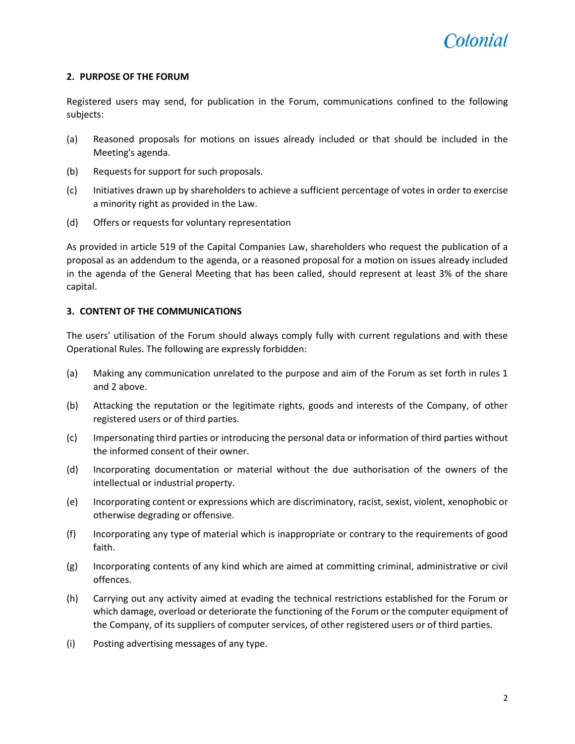**2. PURPOSE OF THE FORUM**

Registered users may send, for publication in the Forum, communications confined to the following subjects:

(a) Reasoned proposals for motions on issues already included or that should be included in the Meeting's agenda.

(b) Requests for support for such proposals.

(c) Initiatives drawn up by shareholders to achieve a sufficient percentage of votes in order to exercise a minority right as provided in the Law.

(d) Offers or requests for voluntary representation

As provided in article 519 of the Capital Companies Law, shareholders who request the publication of a proposal as an addendum to the agenda, or a reasoned proposal for a motion on issues already included in the agenda of the General Meeting that has been called, should represent at least 3% of the share capital.

**3. CONTENT OF THE COMMUNICATIONS**

The users' utilisation of the Forum should always comply fully with current regulations and with these Operational Rules. The following are expressly forbidden:

(a) Making any communication unrelated to the purpose and aim of the Forum as set forth in rules 1 and 2 above.

(b) Attacking the reputation or the legitimate rights, goods and interests of the Company, of other registered users or of third parties.

(c) Impersonating third parties or introducing the personal data or information of third parties without the informed consent of their owner.

(d) Incorporating documentation or material without the due authorisation of the owners of the intellectual or industrial property.

(e) Incorporating content or expressions which are discriminatory, racist, sexist, violent, xenophobic or otherwise degrading or offensive.

(f) Incorporating any type of material which is inappropriate or contrary to the requirements of good faith.

(g) Incorporating contents of any kind which are aimed at committing criminal, administrative or civil offences.

(h) Carrying out any activity aimed at evading the technical restrictions established for the Forum or which damage, overload or deteriorate the functioning of the Forum or the computer equipment of the Company, of its suppliers of computer services, of other registered users or of third parties.

(i) Posting advertising messages of any type.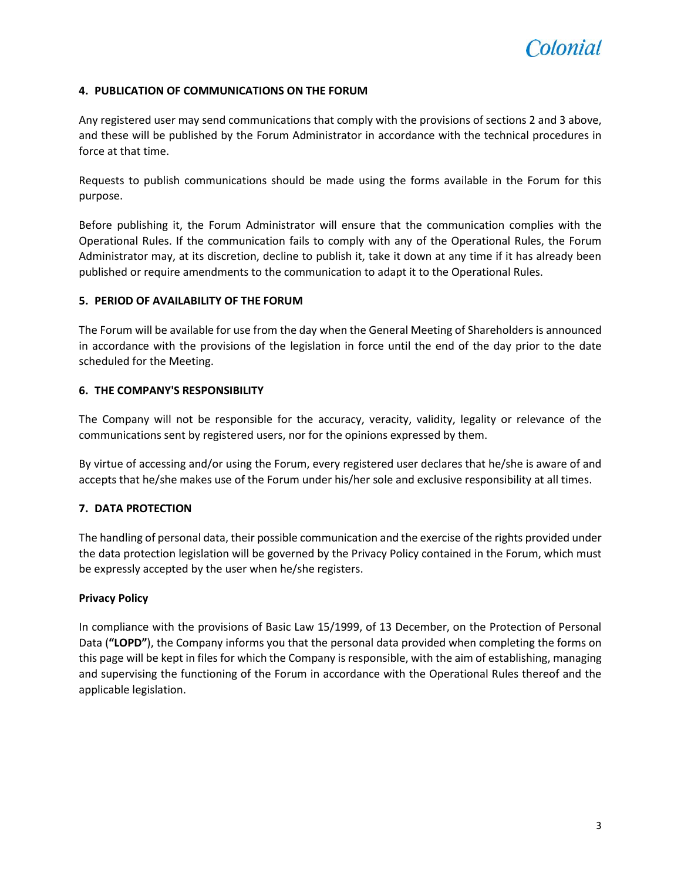## 4. PUBLICATION OF COMMUNICATIONS ON THE FORUM

Any registered user may send communications that comply with the provisions of sections 2 and 3 above, and these will be published by the Forum Administrator in accordance with the technical procedures in force at that time.

Requests to publish communications should be made using the forms available in the Forum for this purpose.

Before publishing it, the Forum Administrator will ensure that the communication complies with the Operational Rules. If the communication fails to comply with any of the Operational Rules, the Forum Administrator may, at its discretion, decline to publish it, take it down at any time if it has already been published or require amendments to the communication to adapt it to the Operational Rules.

## 5. PERIOD OF AVAILABILITY OF THE FORUM

The Forum will be available for use from the day when the General Meeting of Shareholders is announced in accordance with the provisions of the legislation in force until the end of the day prior to the date scheduled for the Meeting.

## 6. THE COMPANY'S RESPONSIBILITY

The Company will not be responsible for the accuracy, veracity, validity, legality or relevance of the communications sent by registered users, nor for the opinions expressed by them.

By virtue of accessing and/or using the Forum, every registered user declares that he/she is aware of and accepts that he/she makes use of the Forum under his/her sole and exclusive responsibility at all times.

## 7. DATA PROTECTION

The handling of personal data, their possible communication and the exercise of the rights provided under the data protection legislation will be governed by the Privacy Policy contained in the Forum, which must be expressly accepted by the user when he/she registers.

**Privacy Policy**

In compliance with the provisions of Basic Law 15/1999, of 13 December, on the Protection of Personal Data (**"LOPD"**), the Company informs you that the personal data provided when completing the forms on this page will be kept in files for which the Company is responsible, with the aim of establishing, managing and supervising the functioning of the Forum in accordance with the Operational Rules thereof and the applicable legislation.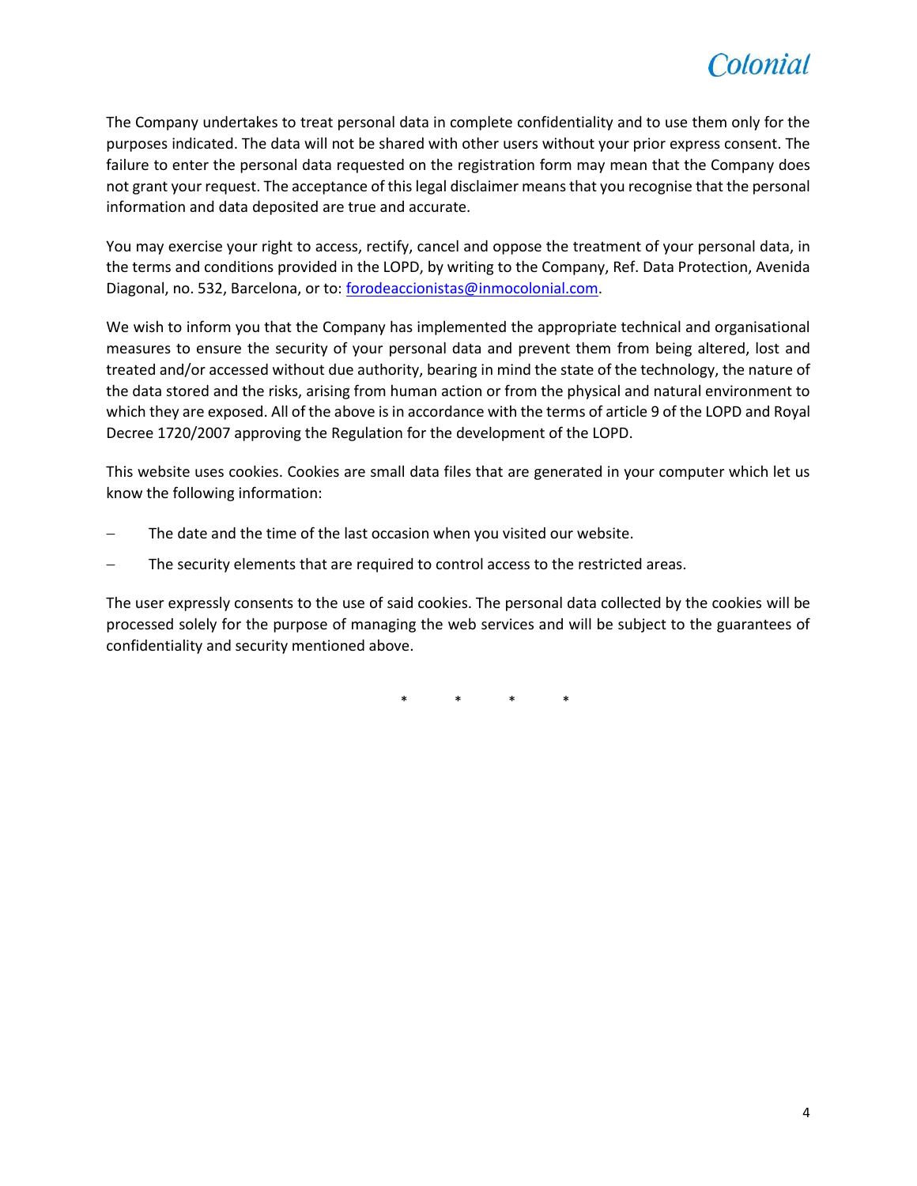The Company undertakes to treat personal data in complete confidentiality and to use them only for the purposes indicated. The data will not be shared with other users without your prior express consent. The failure to enter the personal data requested on the registration form may mean that the Company does not grant your request. The acceptance of this legal disclaimer means that you recognise that the personal information and data deposited are true and accurate.

You may exercise your right to access, rectify, cancel and oppose the treatment of your personal data, in the terms and conditions provided in the LOPD, by writing to the Company, Ref. Data Protection, Avenida Diagonal, no. 532, Barcelona, or to: forodeaccionistas@inmocolonial.com.

We wish to inform you that the Company has implemented the appropriate technical and organisational measures to ensure the security of your personal data and prevent them from being altered, lost and treated and/or accessed without due authority, bearing in mind the state of the technology, the nature of the data stored and the risks, arising from human action or from the physical and natural environment to which they are exposed. All of the above is in accordance with the terms of article 9 of the LOPD and Royal Decree 1720/2007 approving the Regulation for the development of the LOPD.

This website uses cookies. Cookies are small data files that are generated in your computer which let us know the following information:

- The date and the time of the last occasion when you visited our website.
- The security elements that are required to control access to the restricted areas.

The user expressly consents to the use of said cookies. The personal data collected by the cookies will be processed solely for the purpose of managing the web services and will be subject to the guarantees of confidentiality and security mentioned above.

\* \* \* \*